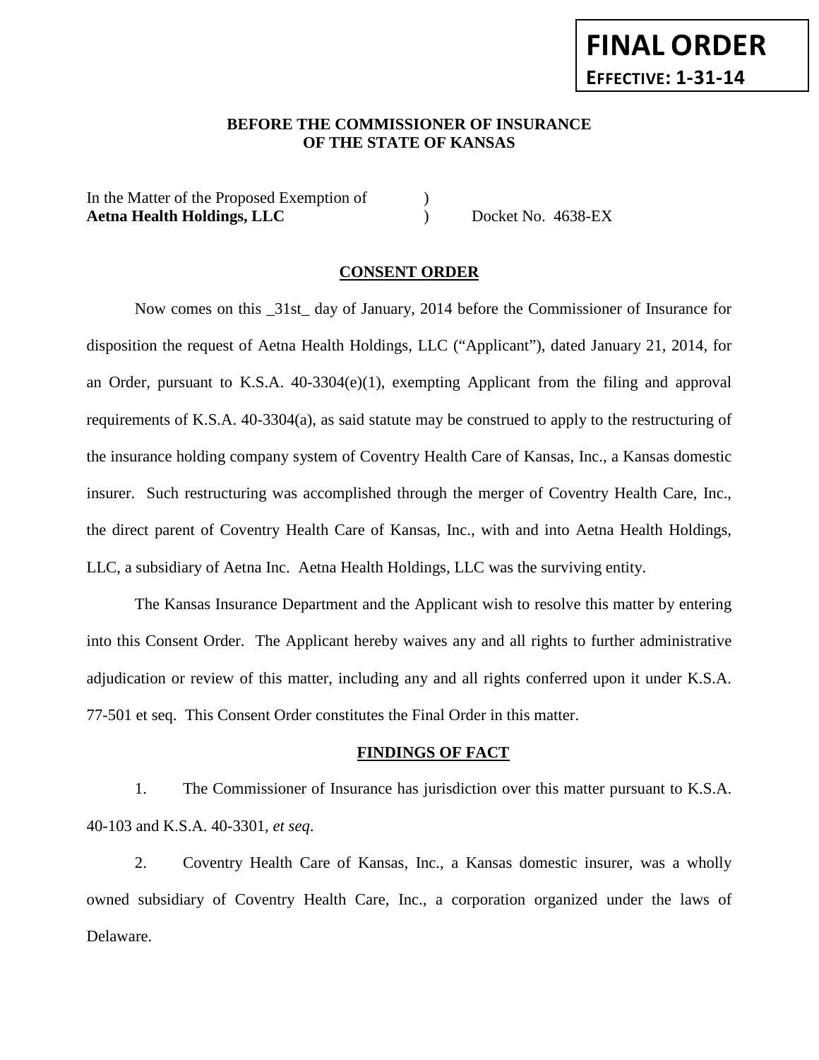**FINAL ORDER**
**EFFECTIVE: 1-31-14**

**BEFORE THE COMMISSIONER OF INSURANCE**
**OF THE STATE OF KANSAS**

In the Matter of the Proposed Exemption of )
**Aetna Health Holdings, LLC** ) Docket No. 4638-EX

## CONSENT ORDER

Now comes on this _31st_ day of January, 2014 before the Commissioner of Insurance for disposition the request of Aetna Health Holdings, LLC ("Applicant"), dated January 21, 2014, for an Order, pursuant to K.S.A. 40-3304(e)(1), exempting Applicant from the filing and approval requirements of K.S.A. 40-3304(a), as said statute may be construed to apply to the restructuring of the insurance holding company system of Coventry Health Care of Kansas, Inc., a Kansas domestic insurer. Such restructuring was accomplished through the merger of Coventry Health Care, Inc., the direct parent of Coventry Health Care of Kansas, Inc., with and into Aetna Health Holdings, LLC, a subsidiary of Aetna Inc. Aetna Health Holdings, LLC was the surviving entity.

The Kansas Insurance Department and the Applicant wish to resolve this matter by entering into this Consent Order. The Applicant hereby waives any and all rights to further administrative adjudication or review of this matter, including any and all rights conferred upon it under K.S.A. 77-501 et seq. This Consent Order constitutes the Final Order in this matter.

## FINDINGS OF FACT

1. The Commissioner of Insurance has jurisdiction over this matter pursuant to K.S.A. 40-103 and K.S.A. 40-3301, *et seq*.

2. Coventry Health Care of Kansas, Inc., a Kansas domestic insurer, was a wholly owned subsidiary of Coventry Health Care, Inc., a corporation organized under the laws of Delaware.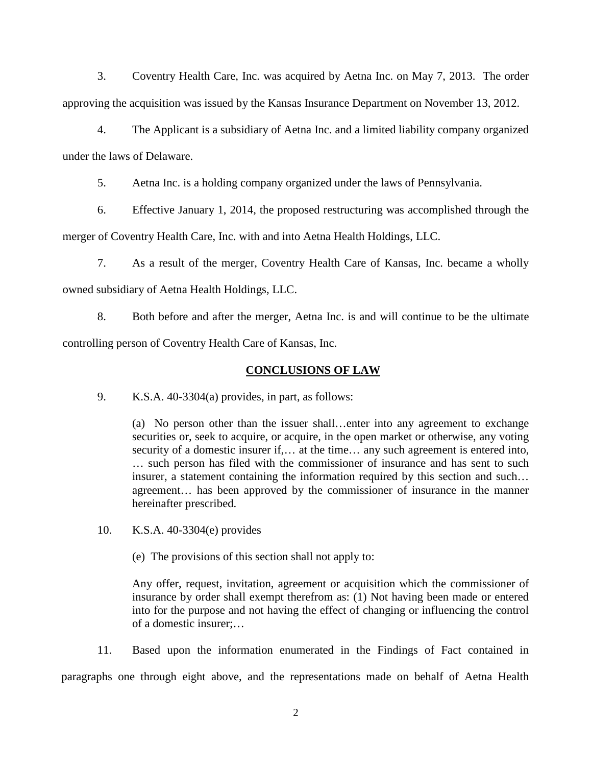3. Coventry Health Care, Inc. was acquired by Aetna Inc. on May 7, 2013. The order approving the acquisition was issued by the Kansas Insurance Department on November 13, 2012.

4. The Applicant is a subsidiary of Aetna Inc. and a limited liability company organized under the laws of Delaware.

5. Aetna Inc. is a holding company organized under the laws of Pennsylvania.

6. Effective January 1, 2014, the proposed restructuring was accomplished through the merger of Coventry Health Care, Inc. with and into Aetna Health Holdings, LLC.

7. As a result of the merger, Coventry Health Care of Kansas, Inc. became a wholly owned subsidiary of Aetna Health Holdings, LLC.

8. Both before and after the merger, Aetna Inc. is and will continue to be the ultimate controlling person of Coventry Health Care of Kansas, Inc.

## CONCLUSIONS OF LAW

9. K.S.A. 40-3304(a) provides, in part, as follows:

> (a) No person other than the issuer shall…enter into any agreement to exchange securities or, seek to acquire, or acquire, in the open market or otherwise, any voting security of a domestic insurer if,… at the time… any such agreement is entered into, … such person has filed with the commissioner of insurance and has sent to such insurer, a statement containing the information required by this section and such… agreement… has been approved by the commissioner of insurance in the manner hereinafter prescribed.

10. K.S.A. 40-3304(e) provides

> (e) The provisions of this section shall not apply to:
>
> Any offer, request, invitation, agreement or acquisition which the commissioner of insurance by order shall exempt therefrom as: (1) Not having been made or entered into for the purpose and not having the effect of changing or influencing the control of a domestic insurer;…

11. Based upon the information enumerated in the Findings of Fact contained in paragraphs one through eight above, and the representations made on behalf of Aetna Health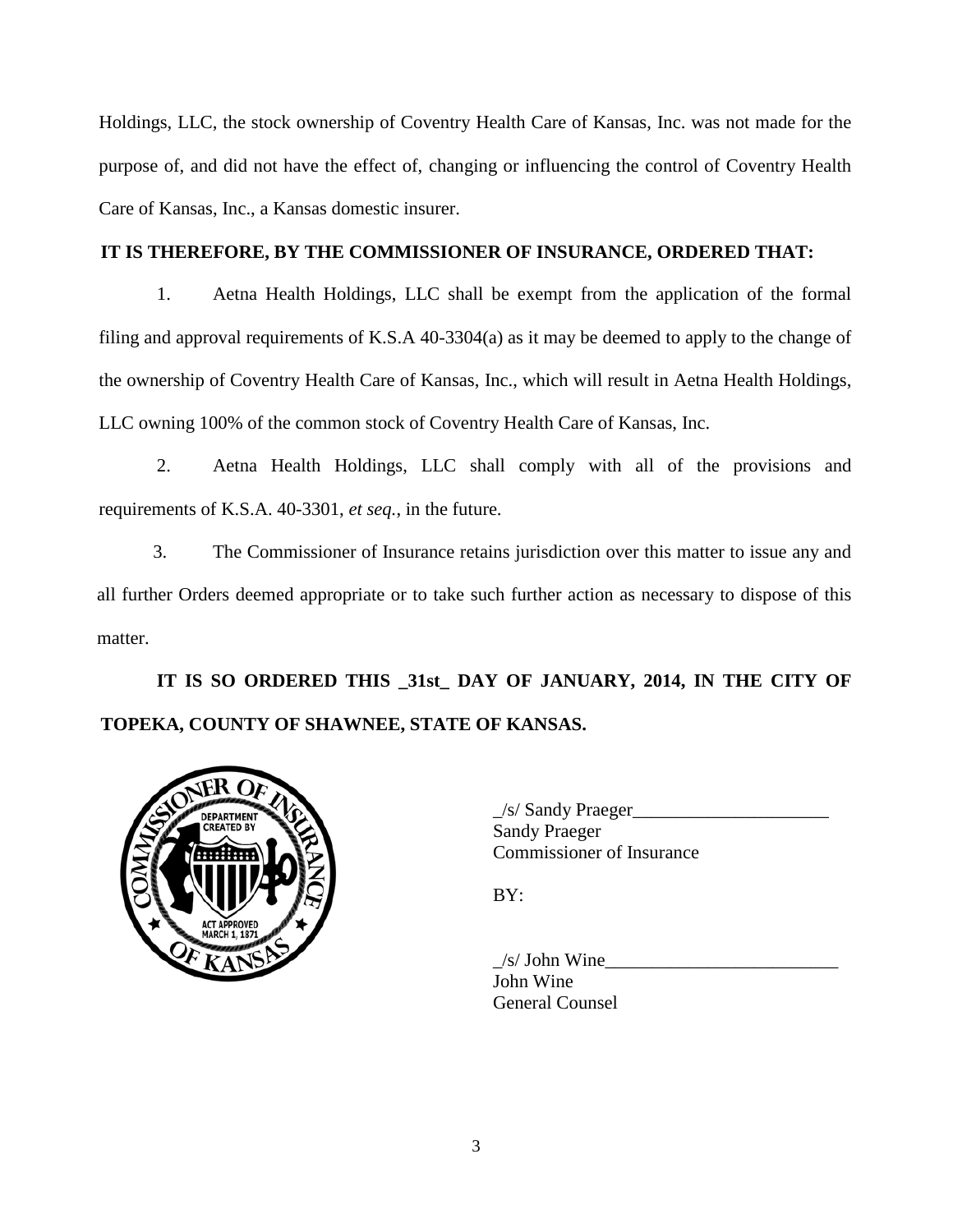Holdings, LLC, the stock ownership of Coventry Health Care of Kansas, Inc. was not made for the purpose of, and did not have the effect of, changing or influencing the control of Coventry Health Care of Kansas, Inc., a Kansas domestic insurer.

**IT IS THEREFORE, BY THE COMMISSIONER OF INSURANCE, ORDERED THAT:**

1. Aetna Health Holdings, LLC shall be exempt from the application of the formal filing and approval requirements of K.S.A 40-3304(a) as it may be deemed to apply to the change of the ownership of Coventry Health Care of Kansas, Inc., which will result in Aetna Health Holdings, LLC owning 100% of the common stock of Coventry Health Care of Kansas, Inc.

2. Aetna Health Holdings, LLC shall comply with all of the provisions and requirements of K.S.A. 40-3301, *et seq.*, in the future.

3. The Commissioner of Insurance retains jurisdiction over this matter to issue any and all further Orders deemed appropriate or to take such further action as necessary to dispose of this matter.

**IT IS SO ORDERED THIS _31st_ DAY OF JANUARY, 2014, IN THE CITY OF TOPEKA, COUNTY OF SHAWNEE, STATE OF KANSAS.**

_/s/ Sandy Praeger_____________________
Sandy Praeger
Commissioner of Insurance

BY:

_/s/ John Wine________________________
John Wine
General Counsel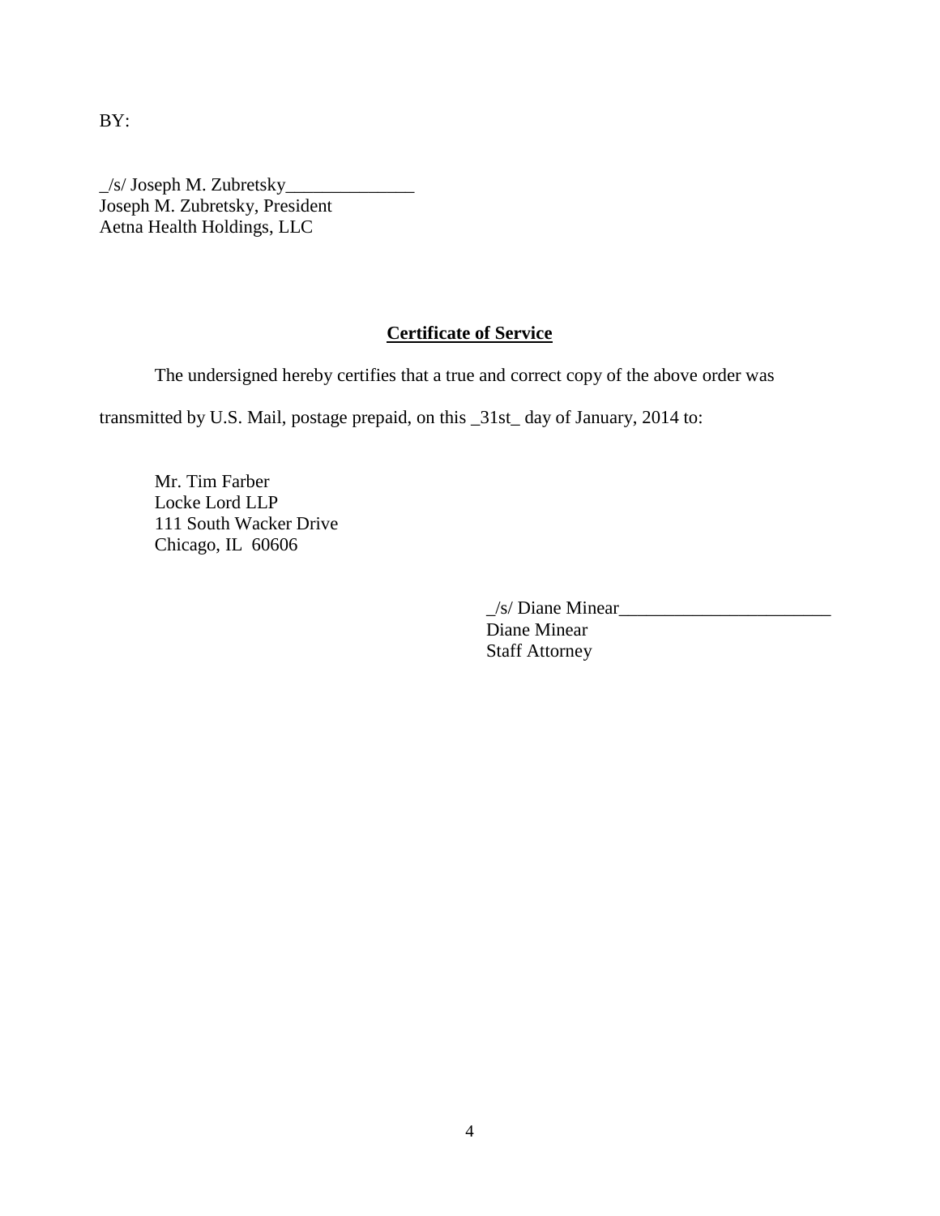BY:

_/s/ Joseph M. Zubretsky______________
Joseph M. Zubretsky, President
Aetna Health Holdings, LLC

**Certificate of Service**

The undersigned hereby certifies that a true and correct copy of the above order was transmitted by U.S. Mail, postage prepaid, on this _31st_ day of January, 2014 to:

Mr. Tim Farber
Locke Lord LLP
111 South Wacker Drive
Chicago, IL 60606

_/s/ Diane Minear_______________________
Diane Minear
Staff Attorney